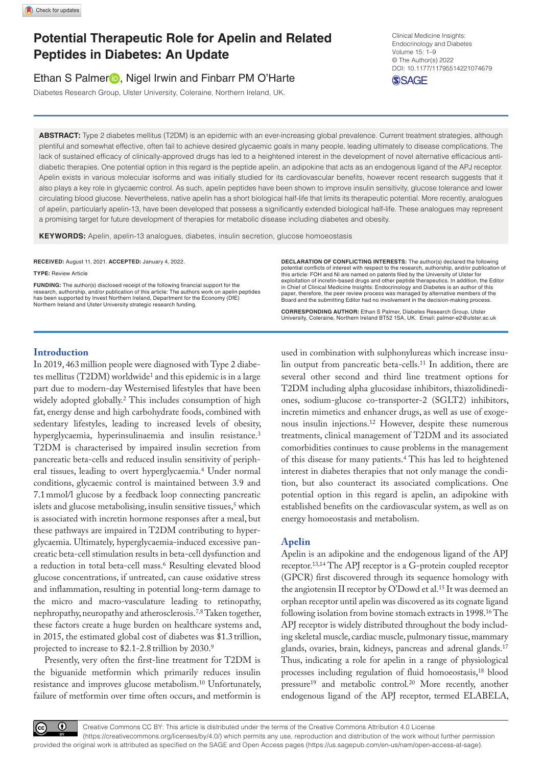# Potential Therapeutic Role for Apelin and Related Peptides in Diabetes: An Update

Ethan S Palmer, Nigel Irwin and Finbarr PM O'Harte

Diabetes Research Group, Ulster University, Coleraine, Northern Ireland, UK.

Clinical Medicine Insights: Endocrinology and Diabetes
Volume 15: 1–9
© The Author(s) 2022
DOI: 10.1177/11795514221074679

**ABSTRACT:** Type 2 diabetes mellitus (T2DM) is an epidemic with an ever-increasing global prevalence. Current treatment strategies, although plentiful and somewhat effective, often fail to achieve desired glycaemic goals in many people, leading ultimately to disease complications. The lack of sustained efficacy of clinically-approved drugs has led to a heightened interest in the development of novel alternative efficacious anti-diabetic therapies. One potential option in this regard is the peptide apelin, an adipokine that acts as an endogenous ligand of the APJ receptor. Apelin exists in various molecular isoforms and was initially studied for its cardiovascular benefits, however recent research suggests that it also plays a key role in glycaemic control. As such, apelin peptides have been shown to improve insulin sensitivity, glucose tolerance and lower circulating blood glucose. Nevertheless, native apelin has a short biological half-life that limits its therapeutic potential. More recently, analogues of apelin, particularly apelin-13, have been developed that possess a significantly extended biological half-life. These analogues may represent a promising target for future development of therapies for metabolic disease including diabetes and obesity.

**KEYWORDS:** Apelin, apelin-13 analogues, diabetes, insulin secretion, glucose homoeostasis

**RECEIVED:** August 11, 2021. **ACCEPTED:** January 4, 2022.

**TYPE:** Review Article

**FUNDING:** The author(s) disclosed receipt of the following financial support for the research, authorship, and/or publication of this article: The authors work on apelin peptides has been supported by Invest Northern Ireland, Department for the Economy (DfE) Northern Ireland and Ulster University strategic research funding.

**DECLARATION OF CONFLICTING INTERESTS:** The author(s) declared the following potential conflicts of interest with respect to the research, authorship, and/or publication of this article: FOH and NI are named on patents filed by the University of Ulster for exploitation of incretin-based drugs and other peptide therapeutics. In addition, the Editor in Chief of Clinical Medicine Insights: Endocrinology and Diabetes is an author of this paper, therefore, the peer review process was managed by alternative members of the Board and the submitting Editor had no involvement in the decision-making process.

**CORRESPONDING AUTHOR:** Ethan S Palmer, Diabetes Research Group, Ulster University, Coleraine, Northern Ireland BT52 1SA, UK. Email: palmer-e2@ulster.ac.uk

## Introduction

In 2019, 463 million people were diagnosed with Type 2 diabetes mellitus (T2DM) worldwide[1] and this epidemic is in a large part due to modern-day Westernised lifestyles that have been widely adopted globally.[2] This includes consumption of high fat, energy dense and high carbohydrate foods, combined with sedentary lifestyles, leading to increased levels of obesity, hyperglycaemia, hyperinsulinaemia and insulin resistance.[3] T2DM is characterised by impaired insulin secretion from pancreatic beta-cells and reduced insulin sensitivity of peripheral tissues, leading to overt hyperglycaemia.[4] Under normal conditions, glycaemic control is maintained between 3.9 and 7.1 mmol/l glucose by a feedback loop connecting pancreatic islets and glucose metabolising, insulin sensitive tissues,[5] which is associated with incretin hormone responses after a meal, but these pathways are impaired in T2DM contributing to hyperglycaemia. Ultimately, hyperglycaemia-induced excessive pancreatic beta-cell stimulation results in beta-cell dysfunction and a reduction in total beta-cell mass.[6] Resulting elevated blood glucose concentrations, if untreated, can cause oxidative stress and inflammation, resulting in potential long-term damage to the micro and macro-vasculature leading to retinopathy, nephropathy, neuropathy and atherosclerosis.[7,8] Taken together, these factors create a huge burden on healthcare systems and, in 2015, the estimated global cost of diabetes was $1.3 trillion, projected to increase to $2.1-2.8 trillion by 2030.[9]

Presently, very often the first-line treatment for T2DM is the biguanide metformin which primarily reduces insulin resistance and improves glucose metabolism.[10] Unfortunately, failure of metformin over time often occurs, and metformin is used in combination with sulphonylureas which increase insulin output from pancreatic beta-cells.[11] In addition, there are several other second and third line treatment options for T2DM including alpha glucosidase inhibitors, thiazolidinediones, sodium-glucose co-transporter-2 (SGLT2) inhibitors, incretin mimetics and enhancer drugs, as well as use of exogenous insulin injections.[12] However, despite these numerous treatments, clinical management of T2DM and its associated comorbidities continues to cause problems in the management of this disease for many patients.[4] This has led to heightened interest in diabetes therapies that not only manage the condition, but also counteract its associated complications. One potential option in this regard is apelin, an adipokine with established benefits on the cardiovascular system, as well as on energy homoeostasis and metabolism.

## Apelin

Apelin is an adipokine and the endogenous ligand of the APJ receptor.[13,14] The APJ receptor is a G-protein coupled receptor (GPCR) first discovered through its sequence homology with the angiotensin II receptor by O'Dowd et al.[15] It was deemed an orphan receptor until apelin was discovered as its cognate ligand following isolation from bovine stomach extracts in 1998.[16] The APJ receptor is widely distributed throughout the body including skeletal muscle, cardiac muscle, pulmonary tissue, mammary glands, ovaries, brain, kidneys, pancreas and adrenal glands.[17] Thus, indicating a role for apelin in a range of physiological processes including regulation of fluid homoeostasis,[18] blood pressure[19] and metabolic control.[20] More recently, another endogenous ligand of the APJ receptor, termed ELABELA,

Creative Commons CC BY: This article is distributed under the terms of the Creative Commons Attribution 4.0 License (https://creativecommons.org/licenses/by/4.0/) which permits any use, reproduction and distribution of the work without further permission provided the original work is attributed as specified on the SAGE and Open Access pages (https://us.sagepub.com/en-us/nam/open-access-at-sage).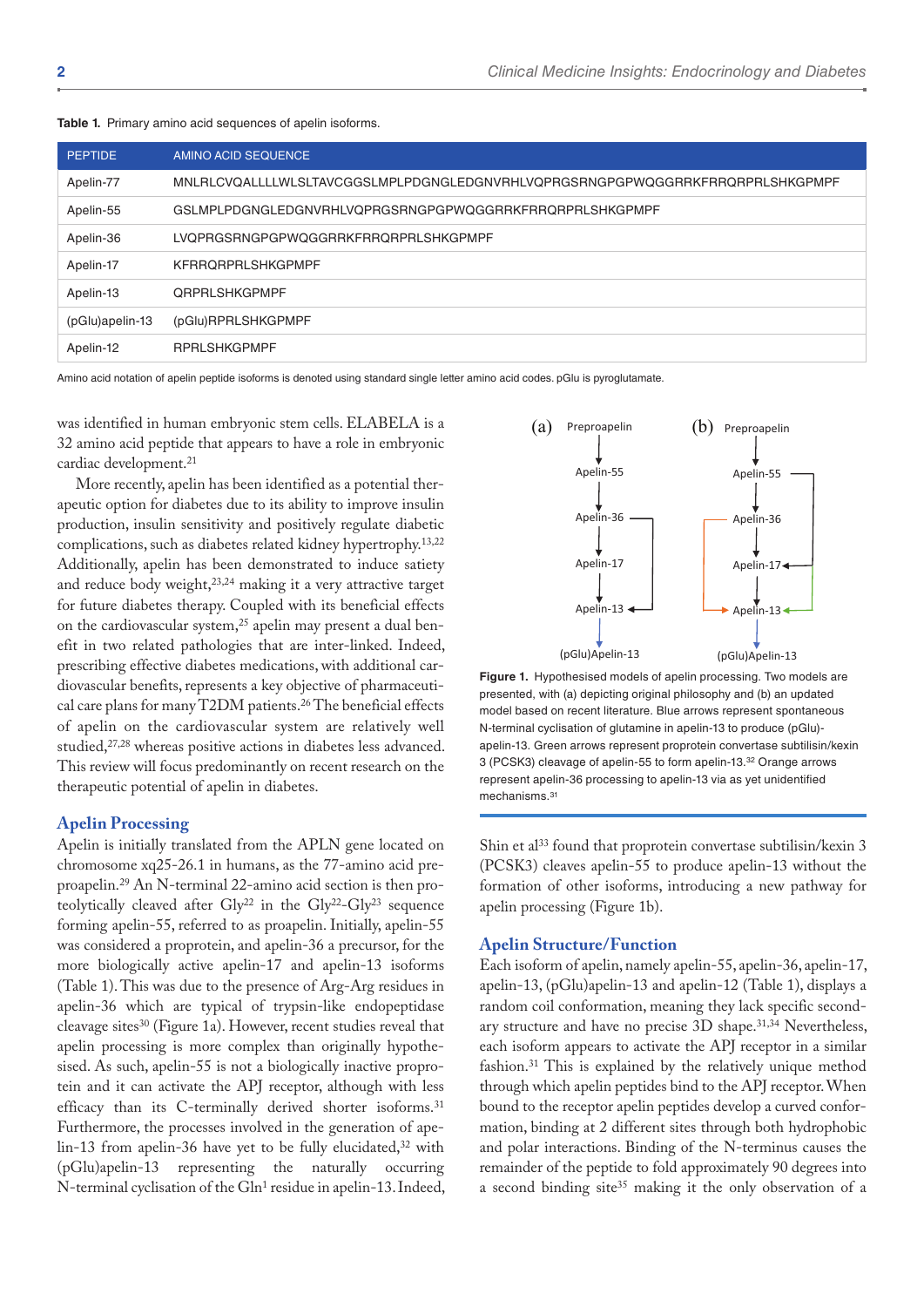**Table 1.** Primary amino acid sequences of apelin isoforms.

| PEPTIDE | AMINO ACID SEQUENCE |
|---|---|
| Apelin-77 | MNLRLCVQALLLLWLSLTAVCGGSLMPLPDGNGLEDGNVRHLVQPRGSRNGPGPWQGGRRKFRRQRPRLSHKGPMPF |
| Apelin-55 | GSLMPLPDGNGLEDGNVRHLVQPRGSRNGPGPWQGGRRKFRRQRPRLSHKGPMPF |
| Apelin-36 | LVQPRGSRNGPGPWQGGRRKFRRQRPRLSHKGPMPF |
| Apelin-17 | KFRRQRPRLSHKGPMPF |
| Apelin-13 | QRPRLSHKGPMPF |
| (pGlu)apelin-13 | (pGlu)RPRLSHKGPMPF |
| Apelin-12 | RPRLSHKGPMPF |

Amino acid notation of apelin peptide isoforms is denoted using standard single letter amino acid codes. pGlu is pyroglutamate.

was identified in human embryonic stem cells. ELABELA is a 32 amino acid peptide that appears to have a role in embryonic cardiac development.[21]

More recently, apelin has been identified as a potential therapeutic option for diabetes due to its ability to improve insulin production, insulin sensitivity and positively regulate diabetic complications, such as diabetes related kidney hypertrophy.[13,22] Additionally, apelin has been demonstrated to induce satiety and reduce body weight,[23,24] making it a very attractive target for future diabetes therapy. Coupled with its beneficial effects on the cardiovascular system,[25] apelin may present a dual benefit in two related pathologies that are inter-linked. Indeed, prescribing effective diabetes medications, with additional cardiovascular benefits, represents a key objective of pharmaceutical care plans for many T2DM patients.[26] The beneficial effects of apelin on the cardiovascular system are relatively well studied,[27,28] whereas positive actions in diabetes less advanced. This review will focus predominantly on recent research on the therapeutic potential of apelin in diabetes.

## Apelin Processing

Apelin is initially translated from the APLN gene located on chromosome xq25-26.1 in humans, as the 77-amino acid preproapelin.[29] An N-terminal 22-amino acid section is then proteolytically cleaved after Gly[22] in the Gly[22]-Gly[23] sequence forming apelin-55, referred to as proapelin. Initially, apelin-55 was considered a proprotein, and apelin-36 a precursor, for the more biologically active apelin-17 and apelin-13 isoforms (Table 1). This was due to the presence of Arg-Arg residues in apelin-36 which are typical of trypsin-like endopeptidase cleavage sites[30] (Figure 1a). However, recent studies reveal that apelin processing is more complex than originally hypothesised. As such, apelin-55 is not a biologically inactive proprotein and it can activate the APJ receptor, although with less efficacy than its C-terminally derived shorter isoforms.[31] Furthermore, the processes involved in the generation of apelin-13 from apelin-36 have yet to be fully elucidated,[32] with (pGlu)apelin-13 representing the naturally occurring N-terminal cyclisation of the Gln[1] residue in apelin-13. Indeed, Shin et al[33] found that proprotein convertase subtilisin/kexin 3 (PCSK3) cleaves apelin-55 to produce apelin-13 without the formation of other isoforms, introducing a new pathway for apelin processing (Figure 1b).

(a) Preproapelin → Apelin-55 → Apelin-36 → Apelin-17 → Apelin-13 → (pGlu)Apelin-13

(b) Preproapelin → Apelin-55 → Apelin-36 → Apelin-17 → Apelin-13 → (pGlu)Apelin-13

**Figure 1.** Hypothesised models of apelin processing. Two models are presented, with (a) depicting original philosophy and (b) an updated model based on recent literature. Blue arrows represent spontaneous N-terminal cyclisation of glutamine in apelin-13 to produce (pGlu)-apelin-13. Green arrows represent proprotein convertase subtilisin/kexin 3 (PCSK3) cleavage of apelin-55 to form apelin-13.[32] Orange arrows represent apelin-36 processing to apelin-13 via as yet unidentified mechanisms.[31]

## Apelin Structure/Function

Each isoform of apelin, namely apelin-55, apelin-36, apelin-17, apelin-13, (pGlu)apelin-13 and apelin-12 (Table 1), displays a random coil conformation, meaning they lack specific secondary structure and have no precise 3D shape.[31,34] Nevertheless, each isoform appears to activate the APJ receptor in a similar fashion.[31] This is explained by the relatively unique method through which apelin peptides bind to the APJ receptor. When bound to the receptor apelin peptides develop a curved conformation, binding at 2 different sites through both hydrophobic and polar interactions. Binding of the N-terminus causes the remainder of the peptide to fold approximately 90 degrees into a second binding site[35] making it the only observation of a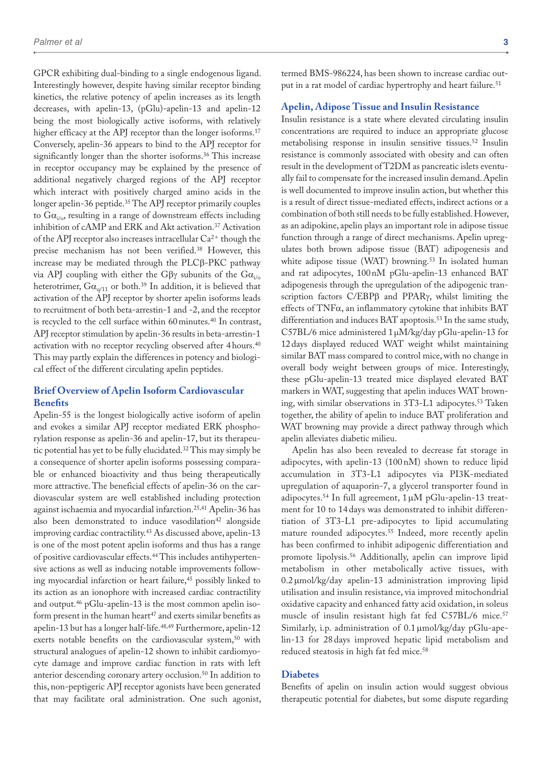GPCR exhibiting dual-binding to a single endogenous ligand. Interestingly however, despite having similar receptor binding kinetics, the relative potency of apelin increases as its length decreases, with apelin-13, (pGlu)-apelin-13 and apelin-12 being the most biologically active isoforms, with relatively higher efficacy at the APJ receptor than the longer isoforms.[17] Conversely, apelin-36 appears to bind to the APJ receptor for significantly longer than the shorter isoforms.[36] This increase in receptor occupancy may be explained by the presence of additional negatively charged regions of the APJ receptor which interact with positively charged amino acids in the longer apelin-36 peptide.[35] The APJ receptor primarily couples to $G\alpha_{i/o}$, resulting in a range of downstream effects including inhibition of cAMP and ERK and Akt activation.[37] Activation of the APJ receptor also increases intracellular $Ca^{2+}$ though the precise mechanism has not been verified.[38] However, this increase may be mediated through the PLCβ-PKC pathway via APJ coupling with either the Gβγ subunits of the $G\alpha_{i/o}$ heterotrimer, $G\alpha_{q/11}$ or both.[39] In addition, it is believed that activation of the APJ receptor by shorter apelin isoforms leads to recruitment of both beta-arrestin-1 and -2, and the receptor is recycled to the cell surface within 60 minutes.[40] In contrast, APJ receptor stimulation by apelin-36 results in beta-arrestin-1 activation with no receptor recycling observed after 4 hours.[40] This may partly explain the differences in potency and biological effect of the different circulating apelin peptides.

## Brief Overview of Apelin Isoform Cardiovascular Benefits

Apelin-55 is the longest biologically active isoform of apelin and evokes a similar APJ receptor mediated ERK phosphorylation response as apelin-36 and apelin-17, but its therapeutic potential has yet to be fully elucidated.[32] This may simply be a consequence of shorter apelin isoforms possessing comparable or enhanced bioactivity and thus being therapeutically more attractive. The beneficial effects of apelin-36 on the cardiovascular system are well established including protection against ischaemia and myocardial infarction.[25,41] Apelin-36 has also been demonstrated to induce vasodilation[42] alongside improving cardiac contractility.[43] As discussed above, apelin-13 is one of the most potent apelin isoforms and thus has a range of positive cardiovascular effects.[44] This includes antihypertensive actions as well as inducing notable improvements following myocardial infarction or heart failure,[45] possibly linked to its action as an ionophore with increased cardiac contractility and output.[46] pGlu-apelin-13 is the most common apelin isoform present in the human heart[47] and exerts similar benefits as apelin-13 but has a longer half-life.[48,49] Furthermore, apelin-12 exerts notable benefits on the cardiovascular system,[50] with structural analogues of apelin-12 shown to inhibit cardiomyocyte damage and improve cardiac function in rats with left anterior descending coronary artery occlusion.[50] In addition to this, non-peptigeric APJ receptor agonists have been generated that may facilitate oral administration. One such agonist, termed BMS-986224, has been shown to increase cardiac output in a rat model of cardiac hypertrophy and heart failure.[51]

## Apelin, Adipose Tissue and Insulin Resistance

Insulin resistance is a state where elevated circulating insulin concentrations are required to induce an appropriate glucose metabolising response in insulin sensitive tissues.[52] Insulin resistance is commonly associated with obesity and can often result in the development of T2DM as pancreatic islets eventually fail to compensate for the increased insulin demand. Apelin is well documented to improve insulin action, but whether this is a result of direct tissue-mediated effects, indirect actions or a combination of both still needs to be fully established. However, as an adipokine, apelin plays an important role in adipose tissue function through a range of direct mechanisms. Apelin upregulates both brown adipose tissue (BAT) adipogenesis and white adipose tissue (WAT) browning.[53] In isolated human and rat adipocytes, 100 nM pGlu-apelin-13 enhanced BAT adipogenesis through the upregulation of the adipogenic transcription factors C/EBPβ and PPARγ, whilst limiting the effects of TNFα, an inflammatory cytokine that inhibits BAT differentiation and induces BAT apoptosis.[53] In the same study, C57BL/6 mice administered 1 μM/kg/day pGlu-apelin-13 for 12 days displayed reduced WAT weight whilst maintaining similar BAT mass compared to control mice, with no change in overall body weight between groups of mice. Interestingly, these pGlu-apelin-13 treated mice displayed elevated BAT markers in WAT, suggesting that apelin induces WAT browning, with similar observations in 3T3-L1 adipocytes.[53] Taken together, the ability of apelin to induce BAT proliferation and WAT browning may provide a direct pathway through which apelin alleviates diabetic milieu.

Apelin has also been revealed to decrease fat storage in adipocytes, with apelin-13 (100 nM) shown to reduce lipid accumulation in 3T3-L1 adipocytes via PI3K-mediated upregulation of aquaporin-7, a glycerol transporter found in adipocytes.[54] In full agreement, 1 μM pGlu-apelin-13 treatment for 10 to 14 days was demonstrated to inhibit differentiation of 3T3-L1 pre-adipocytes to lipid accumulating mature rounded adipocytes.[55] Indeed, more recently apelin has been confirmed to inhibit adipogenic differentiation and promote lipolysis.[56] Additionally, apelin can improve lipid metabolism in other metabolically active tissues, with 0.2 μmol/kg/day apelin-13 administration improving lipid utilisation and insulin resistance, via improved mitochondrial oxidative capacity and enhanced fatty acid oxidation, in soleus muscle of insulin resistant high fat fed C57BL/6 mice.[57] Similarly, i.p. administration of 0.1 μmol/kg/day pGlu-apelin-13 for 28 days improved hepatic lipid metabolism and reduced steatosis in high fat fed mice.[58]

## Diabetes

Benefits of apelin on insulin action would suggest obvious therapeutic potential for diabetes, but some dispute regarding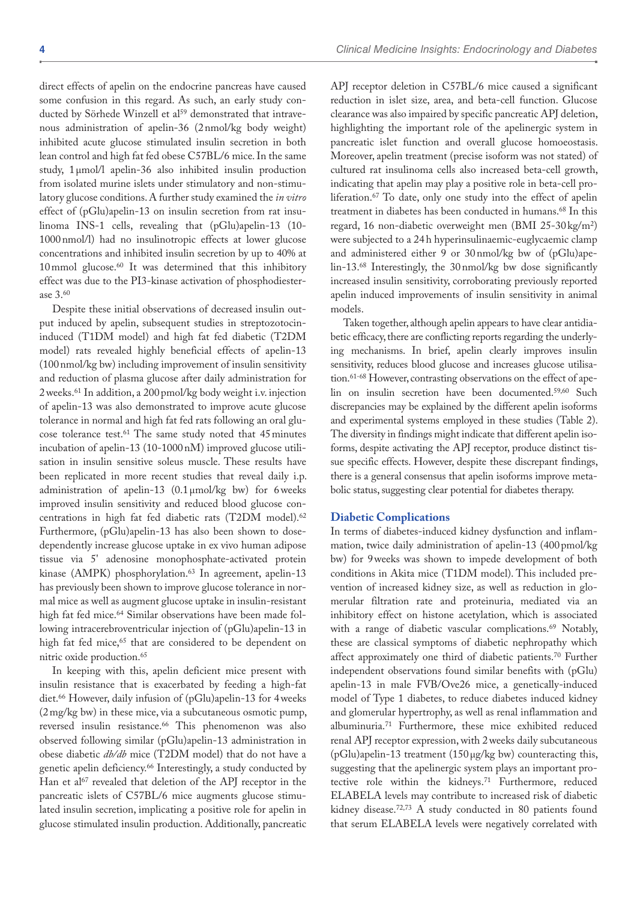direct effects of apelin on the endocrine pancreas have caused some confusion in this regard. As such, an early study conducted by Sörhede Winzell et al[59] demonstrated that intravenous administration of apelin-36 (2 nmol/kg body weight) inhibited acute glucose stimulated insulin secretion in both lean control and high fat fed obese C57BL/6 mice. In the same study, 1 μmol/l apelin-36 also inhibited insulin production from isolated murine islets under stimulatory and non-stimulatory glucose conditions. A further study examined the *in vitro* effect of (pGlu)apelin-13 on insulin secretion from rat insulinoma INS-1 cells, revealing that (pGlu)apelin-13 (10-1000 nmol/l) had no insulinotropic effects at lower glucose concentrations and inhibited insulin secretion by up to 40% at 10 mmol glucose.[60] It was determined that this inhibitory effect was due to the PI3-kinase activation of phosphodiesterase 3.[60]

Despite these initial observations of decreased insulin output induced by apelin, subsequent studies in streptozotocin-induced (T1DM model) and high fat fed diabetic (T2DM model) rats revealed highly beneficial effects of apelin-13 (100 nmol/kg bw) including improvement of insulin sensitivity and reduction of plasma glucose after daily administration for 2 weeks.[61] In addition, a 200 pmol/kg body weight i.v. injection of apelin-13 was also demonstrated to improve acute glucose tolerance in normal and high fat fed rats following an oral glucose tolerance test.[61] The same study noted that 45 minutes incubation of apelin-13 (10-1000 nM) improved glucose utilisation in insulin sensitive soleus muscle. These results have been replicated in more recent studies that reveal daily i.p. administration of apelin-13 (0.1 μmol/kg bw) for 6 weeks improved insulin sensitivity and reduced blood glucose concentrations in high fat fed diabetic rats (T2DM model).[62] Furthermore, (pGlu)apelin-13 has also been shown to dose-dependently increase glucose uptake in ex vivo human adipose tissue via 5' adenosine monophosphate-activated protein kinase (AMPK) phosphorylation.[63] In agreement, apelin-13 has previously been shown to improve glucose tolerance in normal mice as well as augment glucose uptake in insulin-resistant high fat fed mice.[64] Similar observations have been made following intracerebroventricular injection of (pGlu)apelin-13 in high fat fed mice,[65] that are considered to be dependent on nitric oxide production.[65]

In keeping with this, apelin deficient mice present with insulin resistance that is exacerbated by feeding a high-fat diet.[66] However, daily infusion of (pGlu)apelin-13 for 4 weeks (2 mg/kg bw) in these mice, via a subcutaneous osmotic pump, reversed insulin resistance.[66] This phenomenon was also observed following similar (pGlu)apelin-13 administration in obese diabetic *db/db* mice (T2DM model) that do not have a genetic apelin deficiency.[66] Interestingly, a study conducted by Han et al[67] revealed that deletion of the APJ receptor in the pancreatic islets of C57BL/6 mice augments glucose stimulated insulin secretion, implicating a positive role for apelin in glucose stimulated insulin production. Additionally, pancreatic APJ receptor deletion in C57BL/6 mice caused a significant reduction in islet size, area, and beta-cell function. Glucose clearance was also impaired by specific pancreatic APJ deletion, highlighting the important role of the apelinergic system in pancreatic islet function and overall glucose homoeostasis. Moreover, apelin treatment (precise isoform was not stated) of cultured rat insulinoma cells also increased beta-cell growth, indicating that apelin may play a positive role in beta-cell proliferation.[67] To date, only one study into the effect of apelin treatment in diabetes has been conducted in humans.[68] In this regard, 16 non-diabetic overweight men (BMI 25-30 kg/m$^2$) were subjected to a 24 h hyperinsulinaemic-euglycaemic clamp and administered either 9 or 30 nmol/kg bw of (pGlu)apelin-13.[68] Interestingly, the 30 nmol/kg bw dose significantly increased insulin sensitivity, corroborating previously reported apelin induced improvements of insulin sensitivity in animal models.

Taken together, although apelin appears to have clear antidiabetic efficacy, there are conflicting reports regarding the underlying mechanisms. In brief, apelin clearly improves insulin sensitivity, reduces blood glucose and increases glucose utilisation.[61-68] However, contrasting observations on the effect of apelin on insulin secretion have been documented.[59,60] Such discrepancies may be explained by the different apelin isoforms and experimental systems employed in these studies (Table 2). The diversity in findings might indicate that different apelin isoforms, despite activating the APJ receptor, produce distinct tissue specific effects. However, despite these discrepant findings, there is a general consensus that apelin isoforms improve metabolic status, suggesting clear potential for diabetes therapy.

## Diabetic Complications

In terms of diabetes-induced kidney dysfunction and inflammation, twice daily administration of apelin-13 (400 pmol/kg bw) for 9 weeks was shown to impede development of both conditions in Akita mice (T1DM model). This included prevention of increased kidney size, as well as reduction in glomerular filtration rate and proteinuria, mediated via an inhibitory effect on histone acetylation, which is associated with a range of diabetic vascular complications.[69] Notably, these are classical symptoms of diabetic nephropathy which affect approximately one third of diabetic patients.[70] Further independent observations found similar benefits with (pGlu)apelin-13 in male FVB/Ove26 mice, a genetically-induced model of Type 1 diabetes, to reduce diabetes induced kidney and glomerular hypertrophy, as well as renal inflammation and albuminuria.[71] Furthermore, these mice exhibited reduced renal APJ receptor expression, with 2 weeks daily subcutaneous (pGlu)apelin-13 treatment (150 μg/kg bw) counteracting this, suggesting that the apelinergic system plays an important protective role within the kidneys.[71] Furthermore, reduced ELABELA levels may contribute to increased risk of diabetic kidney disease.[72,73] A study conducted in 80 patients found that serum ELABELA levels were negatively correlated with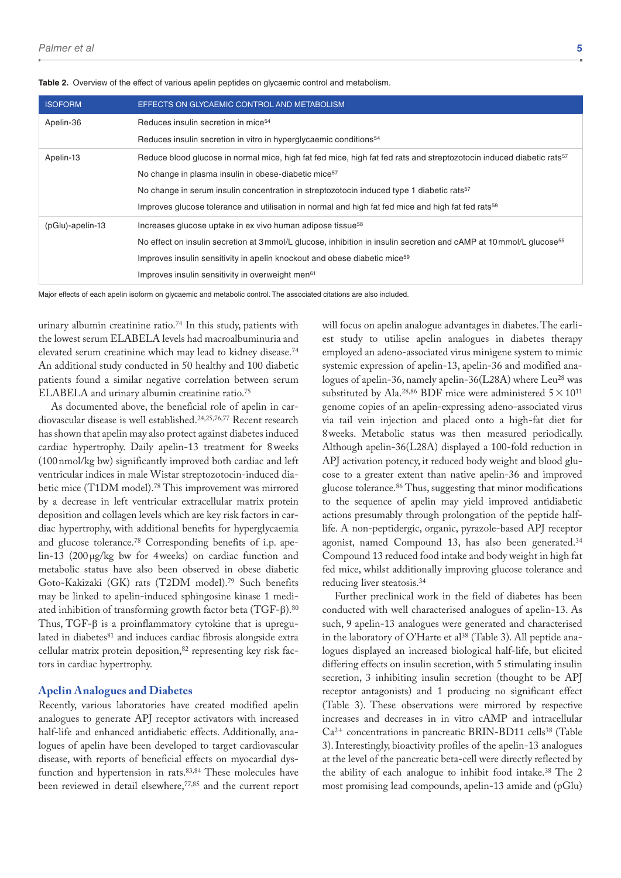**Table 2.** Overview of the effect of various apelin peptides on glycaemic control and metabolism.

| ISOFORM | EFFECTS ON GLYCAEMIC CONTROL AND METABOLISM |
|---|---|
| Apelin-36 | Reduces insulin secretion in mice[54] |
| | Reduces insulin secretion in vitro in hyperglycaemic conditions[54] |
| Apelin-13 | Reduce blood glucose in normal mice, high fat fed mice, high fat fed rats and streptozotocin induced diabetic rats[57] |
| | No change in plasma insulin in obese-diabetic mice[57] |
| | No change in serum insulin concentration in streptozotocin induced type 1 diabetic rats[57] |
| | Improves glucose tolerance and utilisation in normal and high fat fed mice and high fat fed rats[58] |
| (pGlu)-apelin-13 | Increases glucose uptake in ex vivo human adipose tissue[58] |
| | No effect on insulin secretion at 3 mmol/L glucose, inhibition in insulin secretion and cAMP at 10 mmol/L glucose[55] |
| | Improves insulin sensitivity in apelin knockout and obese diabetic mice[59] |
| | Improves insulin sensitivity in overweight men[61] |

Major effects of each apelin isoform on glycaemic and metabolic control. The associated citations are also included.

urinary albumin creatinine ratio.[74] In this study, patients with the lowest serum ELABELA levels had macroalbuminuria and elevated serum creatinine which may lead to kidney disease.[74] An additional study conducted in 50 healthy and 100 diabetic patients found a similar negative correlation between serum ELABELA and urinary albumin creatinine ratio.[75]

As documented above, the beneficial role of apelin in cardiovascular disease is well established.[24,25,76,77] Recent research has shown that apelin may also protect against diabetes induced cardiac hypertrophy. Daily apelin-13 treatment for 8 weeks (100 nmol/kg bw) significantly improved both cardiac and left ventricular indices in male Wistar streptozotocin-induced diabetic mice (T1DM model).[78] This improvement was mirrored by a decrease in left ventricular extracellular matrix protein deposition and collagen levels which are key risk factors in cardiac hypertrophy, with additional benefits for hyperglycaemia and glucose tolerance.[78] Corresponding benefits of i.p. apelin-13 (200 μg/kg bw for 4 weeks) on cardiac function and metabolic status have also been observed in obese diabetic Goto-Kakizaki (GK) rats (T2DM model).[79] Such benefits may be linked to apelin-induced sphingosine kinase 1 mediated inhibition of transforming growth factor beta (TGF-β).[80] Thus, TGF-β is a proinflammatory cytokine that is upregulated in diabetes[81] and induces cardiac fibrosis alongside extra cellular matrix protein deposition,[82] representing key risk factors in cardiac hypertrophy.

## Apelin Analogues and Diabetes

Recently, various laboratories have created modified apelin analogues to generate APJ receptor activators with increased half-life and enhanced antidiabetic effects. Additionally, analogues of apelin have been developed to target cardiovascular disease, with reports of beneficial effects on myocardial dysfunction and hypertension in rats.[83,84] These molecules have been reviewed in detail elsewhere,[77,85] and the current report will focus on apelin analogue advantages in diabetes. The earliest study to utilise apelin analogues in diabetes therapy employed an adeno-associated virus minigene system to mimic systemic expression of apelin-13, apelin-36 and modified analogues of apelin-36, namely apelin-36(L28A) where Leu[28] was substituted by Ala.[28,86] BDF mice were administered $5 \times 10^{11}$ genome copies of an apelin-expressing adeno-associated virus via tail vein injection and placed onto a high-fat diet for 8 weeks. Metabolic status was then measured periodically. Although apelin-36(L28A) displayed a 100-fold reduction in APJ activation potency, it reduced body weight and blood glucose to a greater extent than native apelin-36 and improved glucose tolerance.[86] Thus, suggesting that minor modifications to the sequence of apelin may yield improved antidiabetic actions presumably through prolongation of the peptide half-life. A non-peptidergic, organic, pyrazole-based APJ receptor agonist, named Compound 13, has also been generated.[34] Compound 13 reduced food intake and body weight in high fat fed mice, whilst additionally improving glucose tolerance and reducing liver steatosis.[34]

Further preclinical work in the field of diabetes has been conducted with well characterised analogues of apelin-13. As such, 9 apelin-13 analogues were generated and characterised in the laboratory of O'Harte et al[38] (Table 3). All peptide analogues displayed an increased biological half-life, but elicited differing effects on insulin secretion, with 5 stimulating insulin secretion, 3 inhibiting insulin secretion (thought to be APJ receptor antagonists) and 1 producing no significant effect (Table 3). These observations were mirrored by respective increases and decreases in in vitro cAMP and intracellular $Ca^{2+}$ concentrations in pancreatic BRIN-BD11 cells[38] (Table 3). Interestingly, bioactivity profiles of the apelin-13 analogues at the level of the pancreatic beta-cell were directly reflected by the ability of each analogue to inhibit food intake.[38] The 2 most promising lead compounds, apelin-13 amide and (pGlu)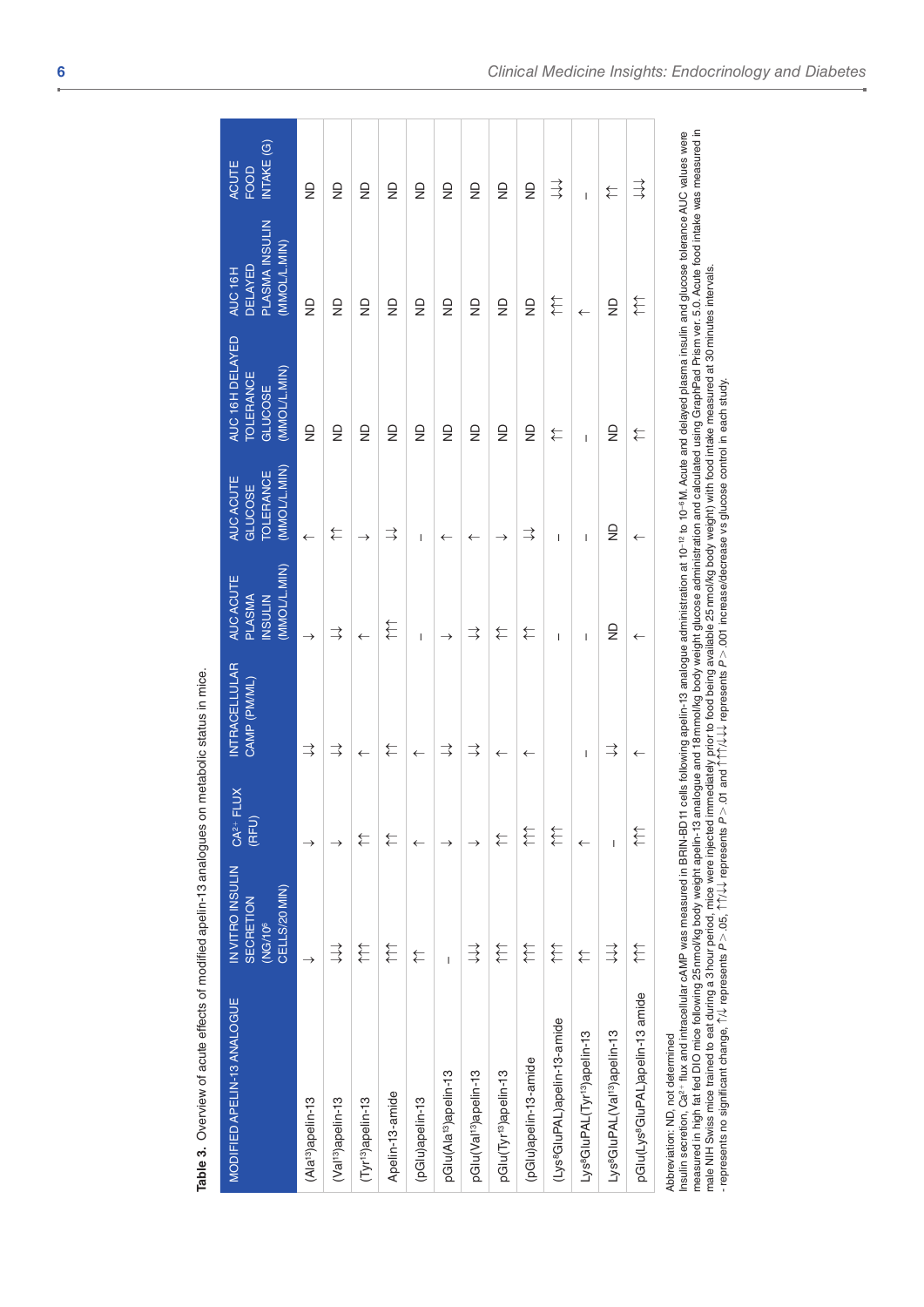**Table 3.** Overview of acute effects of modified apelin-13 analogues on metabolic status in mice.

| MODIFIED APELIN-13 ANALOGUE | IN VITRO INSULIN SECRETION (NG/$10^6$ CELLS/20 MIN) | $CA^{2+}$ FLUX (RFU) | INTRACELLULAR CAMP (PM/ML) | AUC ACUTE PLASMA INSULIN (MMOL/L.MIN) | AUC ACUTE GLUCOSE TOLERANCE (MMOL/L.MIN) | AUC 16 H DELAYED TOLERANCE GLUCOSE (MMOL/L.MIN) | AUC 16 H DELAYED PLASMA INSULIN (MMOL/L.MIN) | ACUTE FOOD INTAKE (G) |
|---|---|---|---|---|---|---|---|---|
| (Ala[13])apelin-13 | ↓ | ↓ | ↓↓ | ↓ | ↑ | ND | ND | ND |
| (Val[13])apelin-13 | ↓↓↓ | ↓ | ↓↓ | ↓↓ | ↑↑ | ND | ND | ND |
| (Tyr[13])apelin-13 | ↑↑↑ | ↑↑ | ↑ | ↑ | ↓ | ND | ND | ND |
| Apelin-13-amide | ↑↑↑ | ↑↑ | ↑↑ | ↑↑↑ | ↓↓ | ND | ND | ND |
| (pGlu)apelin-13 | ↑↑ | ↑ | ↑ | - | - | ND | ND | ND |
| pGlu(Ala[13])apelin-13 | - | ↓ | ↓↓ | ↓ | ↑ | ND | ND | ND |
| pGlu(Val[13])apelin-13 | ↓↓↓ | ↓ | ↓↓ | ↓↓ | ↑ | ND | ND | ND |
| pGlu(Tyr[13])apelin-13 | ↑↑↑ | ↑↑ | ↑ | ↑↑ | ↓ | ND | ND | ND |
| (pGlu)apelin-13-amide | ↑↑↑ | ↑↑↑ | ↑ | ↑↑ | ↓↓ | ND | ND | ND |
| (Lys[8]GluPAL)apelin-13-amide | ↑↑↑ | ↑↑↑ | - | - | - | ↑↑ | ↑↑↑ | ↓↓↓ |
| Lys[8]GluPAL(Tyr[13])apelin-13 | ↑↑ | ↑ | - | - | - | - | ↑ | - |
| Lys[8]GluPAL(Val[13])apelin-13 | ↓↓↓ | - | ↓↓ | ND | ND | ND | ND | ↑↑ |
| pGlu(Lys[8]GluPAL)apelin-13 amide | ↑↑↑ | ↑↑↑ | ↑ | ↑ | ↑ | ↑↑ | ↑↑↑ | ↓↓↓ |

Abbreviation: ND, not determined.
Insulin secretion, $Ca^{2+}$ flux and intracellular cAMP was measured in BRIN-BD11 cells following apelin-13 analogue administration at $10^{-12}$ to $10^{-6}$ M. Acute and delayed plasma insulin and glucose tolerance AUC values were measured in high fat fed DIO mice following 25 nmol/kg body weight apelin-13 analogue and 18 mmol/kg body weight glucose administration and calculated using GraphPad Prism ver. 5.0. Acute food intake was measured in male NIH Swiss mice trained to eat during a 3 hour period, mice were injected immediately prior to food being available 25 nmol/kg body weight) with food intake measured at 30 minutes intervals.
- represents no significant change, ↑/↓ represents $P > .05$, ↑↑/↓↓ represents $P > .01$ and ↑↑↑/↓↓↓ represents $P > .001$ increase/decrease vs glucose control in each study.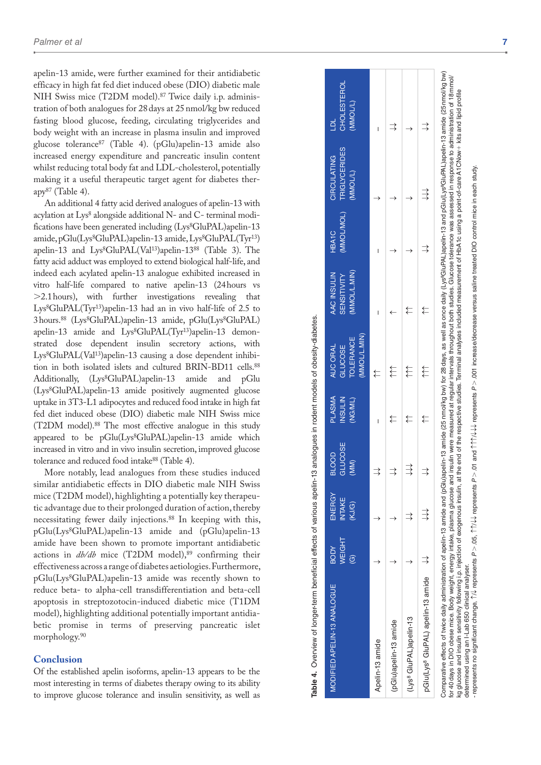apelin-13 amide, were further examined for their antidiabetic efficacy in high fat fed diet induced obese (DIO) diabetic male NIH Swiss mice (T2DM model).[87] Twice daily i.p. administration of both analogues for 28 days at 25 nmol/kg bw reduced fasting blood glucose, feeding, circulating triglycerides and body weight with an increase in plasma insulin and improved glucose tolerance[87] (Table 4). (pGlu)apelin-13 amide also increased energy expenditure and pancreatic insulin content whilst reducing total body fat and LDL-cholesterol, potentially making it a useful therapeutic target agent for diabetes therapy[87] (Table 4).

An additional 4 fatty acid derived analogues of apelin-13 with acylation at Lys[8] alongside additional N- and C- terminal modifications have been generated including (Lys[8]GluPAL)apelin-13 amide, pGlu(Lys[8]GluPAL)apelin-13 amide, Lys[8]GluPAL(Tyr[13]) apelin-13 and Lys[8]GluPAL(Val[13])apelin-13[88] (Table 3). The fatty acid adduct was employed to extend biological half-life, and indeed each acylated apelin-13 analogue exhibited increased in vitro half-life compared to native apelin-13 (24 hours vs >2.1 hours), with further investigations revealing that Lys[8]GluPAL(Tyr[13])apelin-13 had an in vivo half-life of 2.5 to 3 hours.[88] (Lys[8]GluPAL)apelin-13 amide, pGlu(Lys[8]GluPAL) apelin-13 amide and Lys[8]GluPAL(Tyr[13])apelin-13 demonstrated dose dependent insulin secretory actions, with Lys[8]GluPAL(Val[13])apelin-13 causing a dose dependent inhibition in both isolated islets and cultured BRIN-BD11 cells.[88] Additionally, (Lys[8]GluPAL)apelin-13 amide and pGlu (Lys[8]GluPAL)apelin-13 amide positively augmented glucose uptake in 3T3-L1 adipocytes and reduced food intake in high fat fed diet induced obese (DIO) diabetic male NIH Swiss mice (T2DM model).[88] The most effective analogue in this study appeared to be pGlu(Lys[8]GluPAL)apelin-13 amide which increased in vitro and in vivo insulin secretion, improved glucose tolerance and reduced food intake[88] (Table 4).

More notably, lead analogues from these studies induced similar antidiabetic effects in DIO diabetic male NIH Swiss mice (T2DM model), highlighting a potentially key therapeutic advantage due to their prolonged duration of action, thereby necessitating fewer daily injections.[88] In keeping with this, pGlu(Lys[8]GluPAL)apelin-13 amide and (pGlu)apelin-13 amide have been shown to promote important antidiabetic actions in *db/db* mice (T2DM model),[89] confirming their effectiveness across a range of diabetes aetiologies. Furthermore, pGlu(Lys[8]GluPAL)apelin-13 amide was recently shown to reduce beta- to alpha-cell transdifferentiation and beta-cell apoptosis in streptozotocin-induced diabetic mice (T1DM model), highlighting additional potentially important antidiabetic promise in terms of preserving pancreatic islet morphology.[90]

## Conclusion

Of the established apelin isoforms, apelin-13 appears to be the most interesting in terms of diabetes therapy owing to its ability to improve glucose tolerance and insulin sensitivity, as well as

**Table 4.** Overview of longer-term beneficial effects of various apelin-13 analogues in rodent models of obesity-diabetes.

| MODIFIED APELIN-13 ANALOGUE | BODY WEIGHT (G) | ENERGY INTAKE (KJ/G) | BLOOD GLUCOSE (MM) | PLASMA INSULIN (NG/ML) | AUC ORAL GLUCOSE TOLERANCE (MMOL/L.MIN) | AAC INSULIN SENSITIVITY (MMOL/L.MIN) | HBA1C (MMOL/MOL) | CIRCULATING TRIGLYCERIDES (MMOL/L) | LDL CHOLESTEROL (MMOL/L) |
|---|---|---|---|---|---|---|---|---|---|
| Apelin-13 amide | ↓ | ↓ | ↓↓ | - | ↑↑ | - | - | ↓ | - |
| (pGlu)apelin-13 amide | ↓ | ↓ | ↓↓ | ↑↑ | ↑↑↑ | ↑ | ↓ | ↓ | ↓↓ |
| (Lys[8] GluPAL)apelin-13 | ↓ | ↓↓ | ↓↓↓ | ↑↑ | ↑↑↑ | ↑↑ | ↓ | ↓ | ↓ |
| pGlu(Lys[8] GluPAL) apelin-13 amide | ↓↓ | ↓↓↓ | ↓↓ | ↑↑ | ↑↑↑ | ↑↑ | ↓↓ | ↓↓↓ | ↓↓ |

Comparative effects of twice daily administration of apelin-13 amide and (pGlu)apelin-13 amide (25 nmol/kg bw) for 28 days, as well as once daily (Lys[8]GluPAL)apelin-13 and pGlu(Lys[8]GluPAL)apelin-13 amide (25 nmol/kg bw) for 40 days in DIO obese mice. Body weight, energy intake, plasma glucose and insulin were measured at regular intervals throughout both studies. Glucose tolerance was assessed in response to administration of 18 mmol/kg glucose and insulin sensitivity following i.p. injection of exogenous insulin, at the end of the respective studies. Terminal analyses included measurement of HbA1c using a point-of-care A1CNow+ kits and lipid profile determined using an I-Lab 650 clinical analyser.
- represents no significant change, ↑/↓ represents $P > .05$, ↑↑/↓↓ represents $P > .01$ and ↑↑↑/↓↓↓ represents $P > .001$ increase/decrease versus saline treated DIO control mice in each study.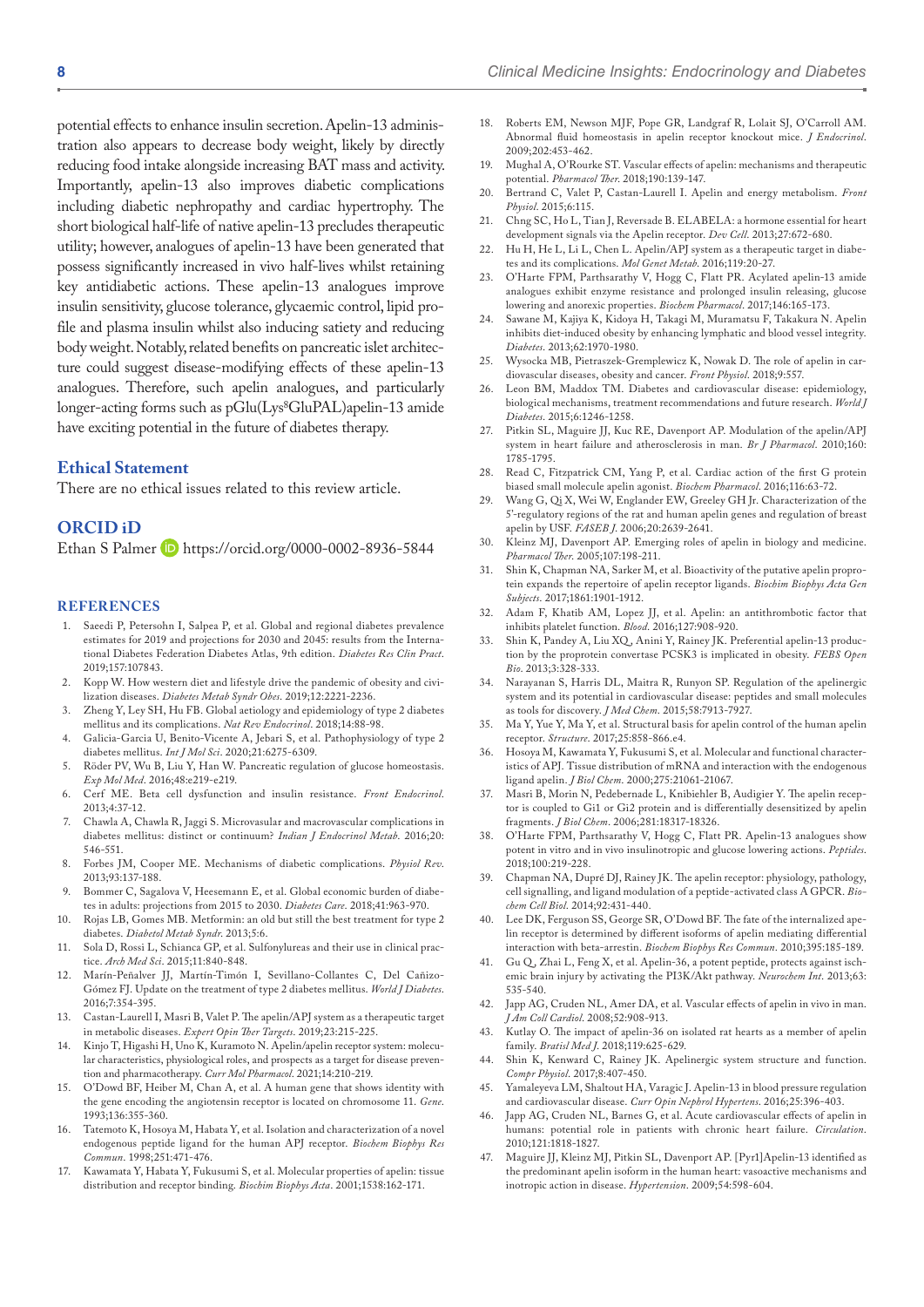potential effects to enhance insulin secretion. Apelin-13 administration also appears to decrease body weight, likely by directly reducing food intake alongside increasing BAT mass and activity. Importantly, apelin-13 also improves diabetic complications including diabetic nephropathy and cardiac hypertrophy. The short biological half-life of native apelin-13 precludes therapeutic utility; however, analogues of apelin-13 have been generated that possess significantly increased in vivo half-lives whilst retaining key antidiabetic actions. These apelin-13 analogues improve insulin sensitivity, glucose tolerance, glycaemic control, lipid profile and plasma insulin whilst also inducing satiety and reducing body weight. Notably, related benefits on pancreatic islet architecture could suggest disease-modifying effects of these apelin-13 analogues. Therefore, such apelin analogues, and particularly longer-acting forms such as pGlu(Lys$^{8}$GluPAL)apelin-13 amide have exciting potential in the future of diabetes therapy.

## Ethical Statement

There are no ethical issues related to this review article.

## ORCID iD

Ethan S Palmer https://orcid.org/0000-0002-8936-5844

## References

1. Saeedi P, Petersohn I, Salpea P, et al. Global and regional diabetes prevalence estimates for 2019 and projections for 2030 and 2045: results from the International Diabetes Federation Diabetes Atlas, 9th edition. *Diabetes Res Clin Pract*. 2019;157:107843.
2. Kopp W. How western diet and lifestyle drive the pandemic of obesity and civilization diseases. *Diabetes Metab Syndr Obes*. 2019;12:2221-2236.
3. Zheng Y, Ley SH, Hu FB. Global aetiology and epidemiology of type 2 diabetes mellitus and its complications. *Nat Rev Endocrinol*. 2018;14:88-98.
4. Galicia-Garcia U, Benito-Vicente A, Jebari S, et al. Pathophysiology of type 2 diabetes mellitus. *Int J Mol Sci*. 2020;21:6275-6309.
5. Röder PV, Wu B, Liu Y, Han W. Pancreatic regulation of glucose homeostasis. *Exp Mol Med*. 2016;48:e219-e219.
6. Cerf ME. Beta cell dysfunction and insulin resistance. *Front Endocrinol*. 2013;4:37-12.
7. Chawla A, Chawla R, Jaggi S. Microvasular and macrovascular complications in diabetes mellitus: distinct or continuum? *Indian J Endocrinol Metab*. 2016;20:546-551.
8. Forbes JM, Cooper ME. Mechanisms of diabetic complications. *Physiol Rev*. 2013;93:137-188.
9. Bommer C, Sagalova V, Heesemann E, et al. Global economic burden of diabetes in adults: projections from 2015 to 2030. *Diabetes Care*. 2018;41:963-970.
10. Rojas LB, Gomes MB. Metformin: an old but still the best treatment for type 2 diabetes. *Diabetol Metab Syndr*. 2013;5:6.
11. Sola D, Rossi L, Schianca GP, et al. Sulfonylureas and their use in clinical practice. *Arch Med Sci*. 2015;11:840-848.
12. Marín-Peñalver JJ, Martín-Timón I, Sevillano-Collantes C, Del Cañizo-Gómez FJ. Update on the treatment of type 2 diabetes mellitus. *World J Diabetes*. 2016;7:354-395.
13. Castan-Laurell I, Masri B, Valet P. The apelin/APJ system as a therapeutic target in metabolic diseases. *Expert Opin Ther Targets*. 2019;23:215-225.
14. Kinjo T, Higashi H, Uno K, Kuramoto N. Apelin/apelin receptor system: molecular characteristics, physiological roles, and prospects as a target for disease prevention and pharmacotherapy. *Curr Mol Pharmacol*. 2021;14:210-219.
15. O'Dowd BF, Heiber M, Chan A, et al. A human gene that shows identity with the gene encoding the angiotensin receptor is located on chromosome 11. *Gene*. 1993;136:355-360.
16. Tatemoto K, Hosoya M, Habata Y, et al. Isolation and characterization of a novel endogenous peptide ligand for the human APJ receptor. *Biochem Biophys Res Commun*. 1998;251:471-476.
17. Kawamata Y, Habata Y, Fukusumi S, et al. Molecular properties of apelin: tissue distribution and receptor binding. *Biochim Biophys Acta*. 2001;1538:162-171.
18. Roberts EM, Newson MJF, Pope GR, Landgraf R, Lolait SJ, O'Carroll AM. Abnormal fluid homeostasis in apelin receptor knockout mice. *J Endocrinol*. 2009;202:453-462.
19. Mughal A, O'Rourke ST. Vascular effects of apelin: mechanisms and therapeutic potential. *Pharmacol Ther*. 2018;190:139-147.
20. Bertrand C, Valet P, Castan-Laurell I. Apelin and energy metabolism. *Front Physiol*. 2015;6:115.
21. Chng SC, Ho L, Tian J, Reversade B. ELABELA: a hormone essential for heart development signals via the Apelin receptor. *Dev Cell*. 2013;27:672-680.
22. Hu H, He L, Li L, Chen L. Apelin/APJ system as a therapeutic target in diabetes and its complications. *Mol Genet Metab*. 2016;119:20-27.
23. O'Harte FPM, Parthsarathy V, Hogg C, Flatt PR. Acylated apelin-13 amide analogues exhibit enzyme resistance and prolonged insulin releasing, glucose lowering and anorexic properties. *Biochem Pharmacol*. 2017;146:165-173.
24. Sawane M, Kajiya K, Kidoya H, Takagi M, Muramatsu F, Takakura N. Apelin inhibits diet-induced obesity by enhancing lymphatic and blood vessel integrity. *Diabetes*. 2013;62:1970-1980.
25. Wysocka MB, Pietraszek-Gremplewicz K, Nowak D. The role of apelin in cardiovascular diseases, obesity and cancer. *Front Physiol*. 2018;9:557.
26. Leon BM, Maddox TM. Diabetes and cardiovascular disease: epidemiology, biological mechanisms, treatment recommendations and future research. *World J Diabetes*. 2015;6:1246-1258.
27. Pitkin SL, Maguire JJ, Kuc RE, Davenport AP. Modulation of the apelin/APJ system in heart failure and atherosclerosis in man. *Br J Pharmacol*. 2010;160:1785-1795.
28. Read C, Fitzpatrick CM, Yang P, et al. Cardiac action of the first G protein biased small molecule apelin agonist. *Biochem Pharmacol*. 2016;116:63-72.
29. Wang G, Qi X, Wei W, Englander EW, Greeley GH Jr. Characterization of the 5′-regulatory regions of the rat and human apelin genes and regulation of breast apelin by USF. *FASEB J*. 2006;20:2639-2641.
30. Kleinz MJ, Davenport AP. Emerging roles of apelin in biology and medicine. *Pharmacol Ther*. 2005;107:198-211.
31. Shin K, Chapman NA, Sarker M, et al. Bioactivity of the putative apelin proprotein expands the repertoire of apelin receptor ligands. *Biochim Biophys Acta Gen Subjects*. 2017;1861:1901-1912.
32. Adam F, Khatib AM, Lopez JJ, et al. Apelin: an antithrombotic factor that inhibits platelet function. *Blood*. 2016;127:908-920.
33. Shin K, Pandey A, Liu XQ, Anini Y, Rainey JK. Preferential apelin-13 production by the proprotein convertase PCSK3 is implicated in obesity. *FEBS Open Bio*. 2013;3:328-333.
34. Narayanan S, Harris DL, Maitra R, Runyon SP. Regulation of the apelinergic system and its potential in cardiovascular disease: peptides and small molecules as tools for discovery. *J Med Chem*. 2015;58:7913-7927.
35. Ma Y, Yue Y, Ma Y, et al. Structural basis for apelin control of the human apelin receptor. *Structure*. 2017;25:858-866.e4.
36. Hosoya M, Kawamata Y, Fukusumi S, et al. Molecular and functional characteristics of APJ. Tissue distribution of mRNA and interaction with the endogenous ligand apelin. *J Biol Chem*. 2000;275:21061-21067.
37. Masri B, Morin N, Pedebernade L, Knibiehler B, Audigier Y. The apelin receptor is coupled to Gi1 or Gi2 protein and is differentially desensitized by apelin fragments. *J Biol Chem*. 2006;281:18317-18326.
38. O'Harte FPM, Parthsarathy V, Hogg C, Flatt PR. Apelin-13 analogues show potent in vitro and in vivo insulinotropic and glucose lowering actions. *Peptides*. 2018;100:219-228.
39. Chapman NA, Dupré DJ, Rainey JK. The apelin receptor: physiology, pathology, cell signalling, and ligand modulation of a peptide-activated class A GPCR. *Biochem Cell Biol*. 2014;92:431-440.
40. Lee DK, Ferguson SS, George SR, O'Dowd BF. The fate of the internalized apelin receptor is determined by different isoforms of apelin mediating differential interaction with beta-arrestin. *Biochem Biophys Res Commun*. 2010;395:185-189.
41. Gu Q, Zhai L, Feng X, et al. Apelin-36, a potent peptide, protects against ischemic brain injury by activating the PI3K/Akt pathway. *Neurochem Int*. 2013;63:535-540.
42. Japp AG, Cruden NL, Amer DA, et al. Vascular effects of apelin in vivo in man. *J Am Coll Cardiol*. 2008;52:908-913.
43. Kutlay O. The impact of apelin-36 on isolated rat hearts as a member of apelin family. *Bratisl Med J*. 2018;119:625-629.
44. Shin K, Kenward C, Rainey JK. Apelinergic system structure and function. *Compr Physiol*. 2017;8:407-450.
45. Yamaleyeva LM, Shaltout HA, Varagic J. Apelin-13 in blood pressure regulation and cardiovascular disease. *Curr Opin Nephrol Hypertens*. 2016;25:396-403.
46. Japp AG, Cruden NL, Barnes G, et al. Acute cardiovascular effects of apelin in humans: potential role in patients with chronic heart failure. *Circulation*. 2010;121:1818-1827.
47. Maguire JJ, Kleinz MJ, Pitkin SL, Davenport AP. [Pyr1]Apelin-13 identified as the predominant apelin isoform in the human heart: vasoactive mechanisms and inotropic action in disease. *Hypertension*. 2009;54:598-604.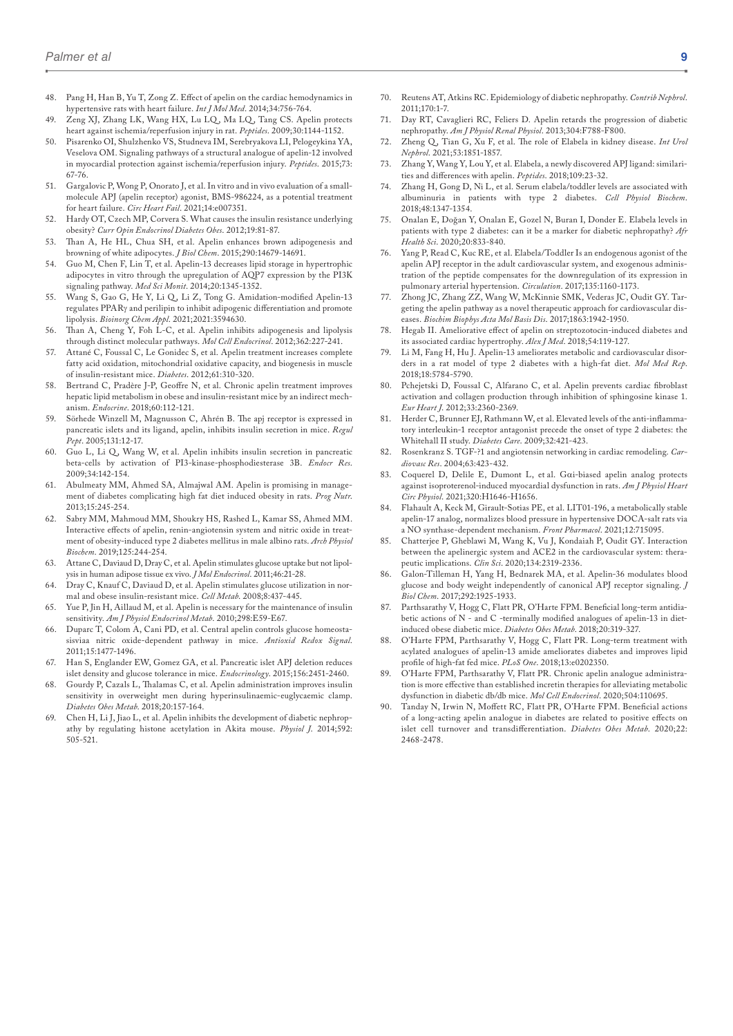48. Pang H, Han B, Yu T, Zong Z. Effect of apelin on the cardiac hemodynamics in hypertensive rats with heart failure. *Int J Mol Med*. 2014;34:756-764.
49. Zeng XJ, Zhang LK, Wang HX, Lu LQ, Ma LQ, Tang CS. Apelin protects heart against ischemia/reperfusion injury in rat. *Peptides*. 2009;30:1144-1152.
50. Pisarenko OI, Shulzhenko VS, Studneva IM, Serebryakova LI, Pelogeykina YA, Veselova OM. Signaling pathways of a structural analogue of apelin-12 involved in myocardial protection against ischemia/reperfusion injury. *Peptides*. 2015;73: 67-76.
51. Gargalovic P, Wong P, Onorato J, et al. In vitro and in vivo evaluation of a small-molecule APJ (apelin receptor) agonist, BMS-986224, as a potential treatment for heart failure. *Circ Heart Fail*. 2021;14:e007351.
52. Hardy OT, Czech MP, Corvera S. What causes the insulin resistance underlying obesity? *Curr Opin Endocrinol Diabetes Obes*. 2012;19:81-87.
53. Than A, He HL, Chua SH, et al. Apelin enhances brown adipogenesis and browning of white adipocytes. *J Biol Chem*. 2015;290:14679-14691.
54. Guo M, Chen F, Lin T, et al. Apelin-13 decreases lipid storage in hypertrophic adipocytes in vitro through the upregulation of AQP7 expression by the PI3K signaling pathway. *Med Sci Monit*. 2014;20:1345-1352.
55. Wang S, Gao G, He Y, Li Q, Li Z, Tong G. Amidation-modified Apelin-13 regulates PPARγ and perilipin to inhibit adipogenic differentiation and promote lipolysis. *Bioinorg Chem Appl*. 2021;2021:3594630.
56. Than A, Cheng Y, Foh L-C, et al. Apelin inhibits adipogenesis and lipolysis through distinct molecular pathways. *Mol Cell Endocrinol*. 2012;362:227-241.
57. Attané C, Foussal C, Le Gonidec S, et al. Apelin treatment increases complete fatty acid oxidation, mitochondrial oxidative capacity, and biogenesis in muscle of insulin-resistant mice. *Diabetes*. 2012;61:310-320.
58. Bertrand C, Pradère J-P, Geoffre N, et al. Chronic apelin treatment improves hepatic lipid metabolism in obese and insulin-resistant mice by an indirect mechanism. *Endocrine*. 2018;60:112-121.
59. Sörhede Winzell M, Magnusson C, Ahrén B. The apj receptor is expressed in pancreatic islets and its ligand, apelin, inhibits insulin secretion in mice. *Regul Pept*. 2005;131:12-17.
60. Guo L, Li Q, Wang W, et al. Apelin inhibits insulin secretion in pancreatic beta-cells by activation of PI3-kinase-phosphodiesterase 3B. *Endocr Res*. 2009;34:142-154.
61. Abulmeaty MM, Ahmed SA, Almajwal AM. Apelin is promising in management of diabetes complicating high fat diet induced obesity in rats. *Prog Nutr*. 2013;15:245-254.
62. Sabry MM, Mahmoud MM, Shoukry HS, Rashed L, Kamar SS, Ahmed MM. Interactive effects of apelin, renin-angiotensin system and nitric oxide in treatment of obesity-induced type 2 diabetes mellitus in male albino rats. *Arch Physiol Biochem*. 2019;125:244-254.
63. Attane C, Daviaud D, Dray C, et al. Apelin stimulates glucose uptake but not lipolysis in human adipose tissue ex vivo. *J Mol Endocrinol*. 2011;46:21-28.
64. Dray C, Knauf C, Daviaud D, et al. Apelin stimulates glucose utilization in normal and obese insulin-resistant mice. *Cell Metab*. 2008;8:437-445.
65. Yue P, Jin H, Aillaud M, et al. Apelin is necessary for the maintenance of insulin sensitivity. *Am J Physiol Endocrinol Metab*. 2010;298:E59-E67.
66. Duparc T, Colom A, Cani PD, et al. Central apelin controls glucose homeostasisviaa nitric oxide-dependent pathway in mice. *Antioxid Redox Signal*. 2011;15:1477-1496.
67. Han S, Englander EW, Gomez GA, et al. Pancreatic islet APJ deletion reduces islet density and glucose tolerance in mice. *Endocrinology*. 2015;156:2451-2460.
68. Gourdy P, Cazals L, Thalamas C, et al. Apelin administration improves insulin sensitivity in overweight men during hyperinsulinaemic-euglycaemic clamp. *Diabetes Obes Metab*. 2018;20:157-164.
69. Chen H, Li J, Jiao L, et al. Apelin inhibits the development of diabetic nephropathy by regulating histone acetylation in Akita mouse. *Physiol J*. 2014;592: 505-521.
70. Reutens AT, Atkins RC. Epidemiology of diabetic nephropathy. *Contrib Nephrol*. 2011;170:1-7.
71. Day RT, Cavaglieri RC, Feliers D. Apelin retards the progression of diabetic nephropathy. *Am J Physiol Renal Physiol*. 2013;304:F788-F800.
72. Zheng Q, Tian G, Xu F, et al. The role of Elabela in kidney disease. *Int Urol Nephrol*. 2021;53:1851-1857.
73. Zhang Y, Wang Y, Lou Y, et al. Elabela, a newly discovered APJ ligand: similarities and differences with apelin. *Peptides*. 2018;109:23-32.
74. Zhang H, Gong D, Ni L, et al. Serum elabela/toddler levels are associated with albuminuria in patients with type 2 diabetes. *Cell Physiol Biochem*. 2018;48:1347-1354.
75. Onalan E, Doğan Y, Onalan E, Gozel N, Buran I, Donder E. Elabela levels in patients with type 2 diabetes: can it be a marker for diabetic nephropathy? *Afr Health Sci*. 2020;20:833-840.
76. Yang P, Read C, Kuc RE, et al. Elabela/Toddler Is an endogenous agonist of the apelin APJ receptor in the adult cardiovascular system, and exogenous administration of the peptide compensates for the downregulation of its expression in pulmonary arterial hypertension. *Circulation*. 2017;135:1160-1173.
77. Zhong JC, Zhang ZZ, Wang W, McKinnie SMK, Vederas JC, Oudit GY. Targeting the apelin pathway as a novel therapeutic approach for cardiovascular diseases. *Biochim Biophys Acta Mol Basis Dis*. 2017;1863:1942-1950.
78. Hegab II. Ameliorative effect of apelin on streptozotocin-induced diabetes and its associated cardiac hypertrophy. *Alex J Med*. 2018;54:119-127.
79. Li M, Fang H, Hu J. Apelin-13 ameliorates metabolic and cardiovascular disorders in a rat model of type 2 diabetes with a high-fat diet. *Mol Med Rep*. 2018;18:5784-5790.
80. Pchejetski D, Foussal C, Alfarano C, et al. Apelin prevents cardiac fibroblast activation and collagen production through inhibition of sphingosine kinase 1. *Eur Heart J*. 2012;33:2360-2369.
81. Herder C, Brunner EJ, Rathmann W, et al. Elevated levels of the anti-inflammatory interleukin-1 receptor antagonist precede the onset of type 2 diabetes: the Whitehall II study. *Diabetes Care*. 2009;32:421-423.
82. Rosenkranz S. TGF-?1 and angiotensin networking in cardiac remodeling. *Cardiovasc Res*. 2004;63:423-432.
83. Coquerel D, Delile E, Dumont L, et al. Gαi-biased apelin analog protects against isoproterenol-induced myocardial dysfunction in rats. *Am J Physiol Heart Circ Physiol*. 2021;320:H1646-H1656.
84. Flahault A, Keck M, Girault-Sotias PE, et al. LIT01-196, a metabolically stable apelin-17 analog, normalizes blood pressure in hypertensive DOCA-salt rats via a NO synthase-dependent mechanism. *Front Pharmacol*. 2021;12:715095.
85. Chatterjee P, Gheblawi M, Wang K, Vu J, Kondaiah P, Oudit GY. Interaction between the apelinergic system and ACE2 in the cardiovascular system: therapeutic implications. *Clin Sci*. 2020;134:2319-2336.
86. Galon-Tilleman H, Yang H, Bednarek MA, et al. Apelin-36 modulates blood glucose and body weight independently of canonical APJ receptor signaling. *J Biol Chem*. 2017;292:1925-1933.
87. Parthsarathy V, Hogg C, Flatt PR, O'Harte FPM. Beneficial long-term antidiabetic actions of N - and C -terminally modified analogues of apelin-13 in diet-induced obese diabetic mice. *Diabetes Obes Metab*. 2018;20:319-327.
88. O'Harte FPM, Parthsarathy V, Hogg C, Flatt PR. Long-term treatment with acylated analogues of apelin-13 amide ameliorates diabetes and improves lipid profile of high-fat fed mice. *PLoS One*. 2018;13:e0202350.
89. O'Harte FPM, Parthsarathy V, Flatt PR. Chronic apelin analogue administration is more effective than established incretin therapies for alleviating metabolic dysfunction in diabetic db/db mice. *Mol Cell Endocrinol*. 2020;504:110695.
90. Tanday N, Irwin N, Moffett RC, Flatt PR, O'Harte FPM. Beneficial actions of a long-acting apelin analogue in diabetes are related to positive effects on islet cell turnover and transdifferentiation. *Diabetes Obes Metab*. 2020;22: 2468-2478.